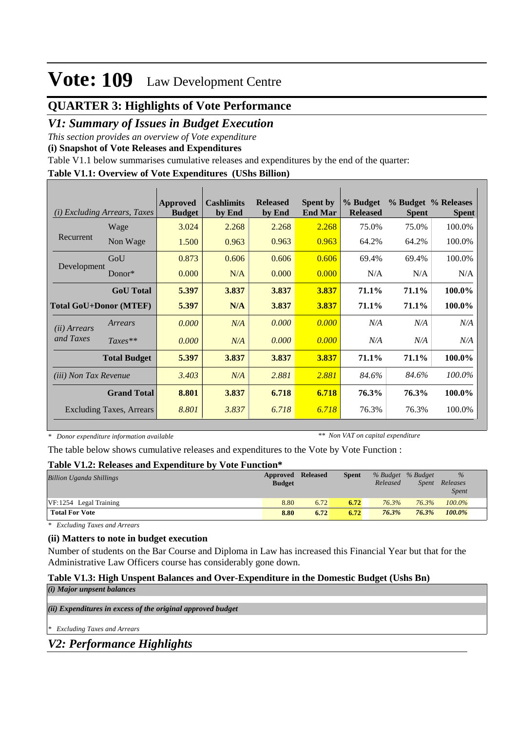# Vote: 109 Law Development Centre

## QUARTER 3: Highlights of Vote Performance

### *V1: Summary of Issues in Budget Execution*

*This section provides an overview of Vote expenditure*

**(i) Snapshot of Vote Releases and Expenditures**

Table V1.1 below summarises cumulative releases and expenditures by the end of the quarter:

**Table V1.1: Overview of Vote Expenditures (UShs Billion)**

| *(i) Excluding Arrears, Taxes* | | Approved Budget | Cashlimits by End | Released by End | Spent by End Mar | % Budget Released | % Budget Spent | % Releases Spent |
|---|---|---|---|---|---|---|---|---|
| Recurrent | Wage | 3.024 | 2.268 | 2.268 | 2.268 | 75.0% | 75.0% | 100.0% |
| | Non Wage | 1.500 | 0.963 | 0.963 | 0.963 | 64.2% | 64.2% | 100.0% |
| Development | GoU | 0.873 | 0.606 | 0.606 | 0.606 | 69.4% | 69.4% | 100.0% |
| | Donor* | 0.000 | N/A | 0.000 | 0.000 | N/A | N/A | N/A |
| | **GoU Total** | **5.397** | **3.837** | **3.837** | **3.837** | **71.1%** | **71.1%** | **100.0%** |
| **Total GoU+Donor (MTEF)** | | **5.397** | **N/A** | **3.837** | **3.837** | **71.1%** | **71.1%** | **100.0%** |
| *(ii) Arrears and Taxes* | *Arrears* | *0.000* | *N/A* | *0.000* | *0.000* | *N/A* | *N/A* | *N/A* |
| | *Taxes*** | *0.000* | *N/A* | *0.000* | *0.000* | *N/A* | *N/A* | *N/A* |
| | **Total Budget** | **5.397** | **3.837** | **3.837** | **3.837** | **71.1%** | **71.1%** | **100.0%** |
| *(iii) Non Tax Revenue* | | *3.403* | *N/A* | *2.881* | *2.881* | *84.6%* | *84.6%* | *100.0%* |
| | **Grand Total** | **8.801** | **3.837** | **6.718** | **6.718** | **76.3%** | **76.3%** | **100.0%** |
| Excluding Taxes, Arrears | | *8.801* | *3.837* | *6.718* | *6.718* | 76.3% | 76.3% | 100.0% |

*\* Donor expenditure information available* *** Non VAT on capital expenditure*

The table below shows cumulative releases and expenditures to the Vote by Vote Function :

**Table V1.2: Releases and Expenditure by Vote Function***

| *Billion Uganda Shillings* | Approved Budget | Released | Spent | *% Budget Released* | *% Budget Spent* | *% Releases Spent* |
|---|---|---|---|---|---|---|
| VF:1254 Legal Training | 8.80 | 6.72 | 6.72 | 76.3% | 76.3% | 100.0% |
| **Total For Vote** | **8.80** | **6.72** | **6.72** | ***76.3%*** | ***76.3%*** | ***100.0%*** |

*\* Excluding Taxes and Arrears*

**(ii) Matters to note in budget execution**

Number of students on the Bar Course and Diploma in Law has increased this Financial Year but that for the Administrative Law Officers course has considerably gone down.

**Table V1.3: High Unspent Balances and Over-Expenditure in the Domestic Budget (Ushs Bn)**

***(i) Major unpsent balances***

***(ii) Expenditures in excess of the original approved budget***

*\* Excluding Taxes and Arrears*

### *V2: Performance Highlights*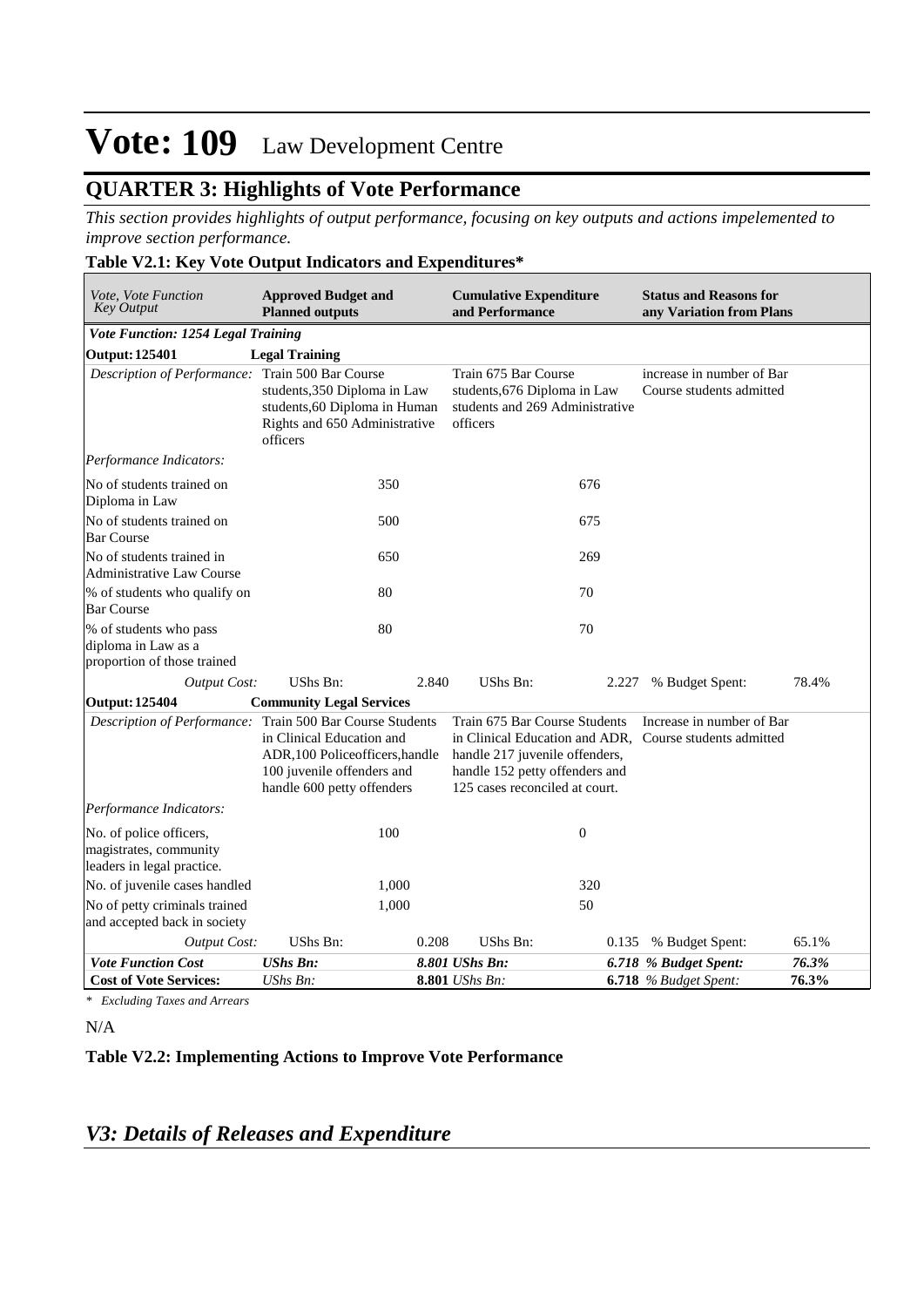# Vote: 109 Law Development Centre

## QUARTER 3: Highlights of Vote Performance

*This section provides highlights of output performance, focusing on key outputs and actions impelemented to improve section performance.*

**Table V2.1: Key Vote Output Indicators and Expenditures***

| *Vote, Vote Function Key Output* | **Approved Budget and Planned outputs** | | **Cumulative Expenditure and Performance** | | **Status and Reasons for any Variation from Plans** | |
|---|---|---|---|---|---|---|
| ***Vote Function: 1254 Legal Training*** | | | | | | |
| **Output: 125401** | **Legal Training** | | | | | |
| *Description of Performance:* | Train 500 Bar Course students,350 Diploma in Law students,60 Diploma in Human Rights and 650 Administrative officers | | Train 675 Bar Course students,676 Diploma in Law students and 269 Administrative officers | | increase in number of Bar Course students admitted | |
| *Performance Indicators:* | | | | | | |
| No of students trained on Diploma in Law | | 350 | | 676 | | |
| No of students trained on Bar Course | | 500 | | 675 | | |
| No of students trained in Administrative Law Course | | 650 | | 269 | | |
| % of students who qualify on Bar Course | | 80 | | 70 | | |
| % of students who pass diploma in Law as a proportion of those trained | | 80 | | 70 | | |
| *Output Cost:* | UShs Bn: | 2.840 | UShs Bn: | 2.227 | % Budget Spent: | 78.4% |
| **Output: 125404** | **Community Legal Services** | | | | | |
| *Description of Performance:* | Train 500 Bar Course Students in Clinical Education and ADR,100 Policeofficers,handle 100 juvenile offenders and handle 600 petty offenders | | Train 675 Bar Course Students in Clinical Education and ADR, handle 217 juvenile offenders, handle 152 petty offenders and 125 cases reconciled at court. | | Increase in number of Bar Course students admitted | |
| *Performance Indicators:* | | | | | | |
| No. of police officers, magistrates, community leaders in legal practice. | | 100 | | 0 | | |
| No. of juvenile cases handled | | 1,000 | | 320 | | |
| No of petty criminals trained and accepted back in society | | 1,000 | | 50 | | |
| *Output Cost:* | UShs Bn: | 0.208 | UShs Bn: | 0.135 | % Budget Spent: | 65.1% |
| ***Vote Function Cost*** | ***UShs Bn:*** | ***8.801*** | ***UShs Bn:*** | ***6.718*** | ***% Budget Spent:*** | ***76.3%*** |
| **Cost of Vote Services:** | *UShs Bn:* | **8.801** | *UShs Bn:* | **6.718** | *% Budget Spent:* | **76.3%** |

*\* Excluding Taxes and Arrears*

N/A

**Table V2.2: Implementing Actions to Improve Vote Performance**

## *V3: Details of Releases and Expenditure*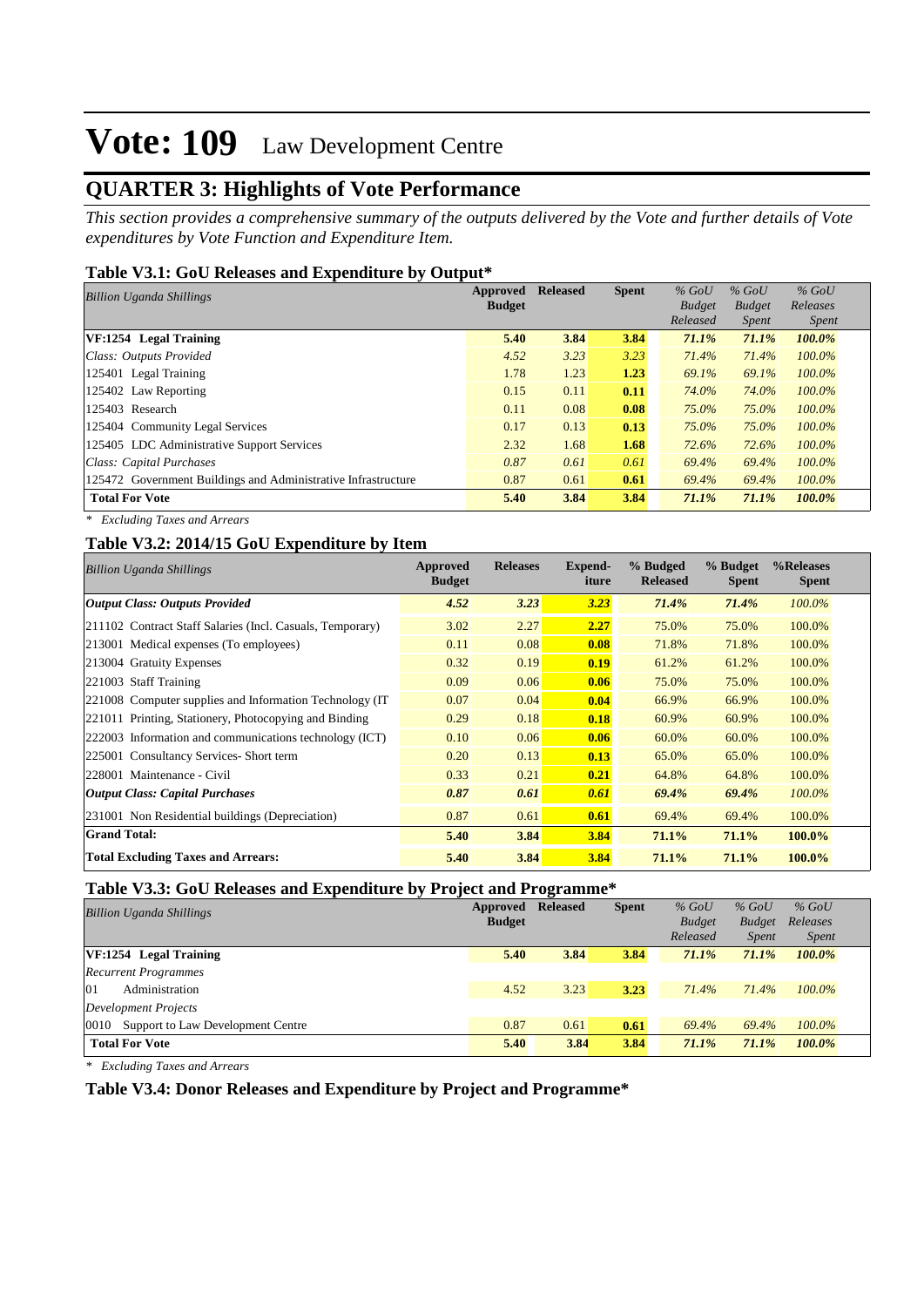# Vote: 109 Law Development Centre

## QUARTER 3: Highlights of Vote Performance

*This section provides a comprehensive summary of the outputs delivered by the Vote and further details of Vote expenditures by Vote Function and Expenditure Item.*

### Table V3.1: GoU Releases and Expenditure by Output*

| *Billion Uganda Shillings* | Approved Budget | Released | Spent | *% GoU Budget Released* | *% GoU Budget Spent* | *% GoU Releases Spent* |
|---|---|---|---|---|---|---|
| **VF:1254 Legal Training** | **5.40** | **3.84** | **3.84** | ***71.1%*** | ***71.1%*** | ***100.0%*** |
| *Class: Outputs Provided* | *4.52* | *3.23* | *3.23* | *71.4%* | *71.4%* | *100.0%* |
| 125401 Legal Training | 1.78 | 1.23 | **1.23** | *69.1%* | *69.1%* | *100.0%* |
| 125402 Law Reporting | 0.15 | 0.11 | **0.11** | *74.0%* | *74.0%* | *100.0%* |
| 125403 Research | 0.11 | 0.08 | **0.08** | *75.0%* | *75.0%* | *100.0%* |
| 125404 Community Legal Services | 0.17 | 0.13 | **0.13** | *75.0%* | *75.0%* | *100.0%* |
| 125405 LDC Administrative Support Services | 2.32 | 1.68 | **1.68** | *72.6%* | *72.6%* | *100.0%* |
| *Class: Capital Purchases* | *0.87* | *0.61* | *0.61* | *69.4%* | *69.4%* | *100.0%* |
| 125472 Government Buildings and Administrative Infrastructure | 0.87 | 0.61 | **0.61** | *69.4%* | *69.4%* | *100.0%* |
| **Total For Vote** | **5.40** | **3.84** | **3.84** | ***71.1%*** | ***71.1%*** | ***100.0%*** |

*\* Excluding Taxes and Arrears*

### Table V3.2: 2014/15 GoU Expenditure by Item

| *Billion Uganda Shillings* | Approved Budget | Releases | Expend-iture | % Budged Released | % Budget Spent | %Releases Spent |
|---|---|---|---|---|---|---|
| ***Output Class: Outputs Provided*** | ***4.52*** | ***3.23*** | ***3.23*** | ***71.4%*** | ***71.4%*** | *100.0%* |
| 211102 Contract Staff Salaries (Incl. Casuals, Temporary) | 3.02 | 2.27 | **2.27** | 75.0% | 75.0% | 100.0% |
| 213001 Medical expenses (To employees) | 0.11 | 0.08 | **0.08** | 71.8% | 71.8% | 100.0% |
| 213004 Gratuity Expenses | 0.32 | 0.19 | **0.19** | 61.2% | 61.2% | 100.0% |
| 221003 Staff Training | 0.09 | 0.06 | **0.06** | 75.0% | 75.0% | 100.0% |
| 221008 Computer supplies and Information Technology (IT | 0.07 | 0.04 | **0.04** | 66.9% | 66.9% | 100.0% |
| 221011 Printing, Stationery, Photocopying and Binding | 0.29 | 0.18 | **0.18** | 60.9% | 60.9% | 100.0% |
| 222003 Information and communications technology (ICT) | 0.10 | 0.06 | **0.06** | 60.0% | 60.0% | 100.0% |
| 225001 Consultancy Services- Short term | 0.20 | 0.13 | **0.13** | 65.0% | 65.0% | 100.0% |
| 228001 Maintenance - Civil | 0.33 | 0.21 | **0.21** | 64.8% | 64.8% | 100.0% |
| ***Output Class: Capital Purchases*** | ***0.87*** | ***0.61*** | ***0.61*** | ***69.4%*** | ***69.4%*** | *100.0%* |
| 231001 Non Residential buildings (Depreciation) | 0.87 | 0.61 | **0.61** | 69.4% | 69.4% | 100.0% |
| **Grand Total:** | **5.40** | **3.84** | **3.84** | **71.1%** | **71.1%** | **100.0%** |
| **Total Excluding Taxes and Arrears:** | **5.40** | **3.84** | **3.84** | **71.1%** | **71.1%** | **100.0%** |

### Table V3.3: GoU Releases and Expenditure by Project and Programme*

| *Billion Uganda Shillings* | Approved Budget | Released | Spent | *% GoU Budget Released* | *% GoU Budget Spent* | *% GoU Releases Spent* |
|---|---|---|---|---|---|---|
| **VF:1254 Legal Training** | **5.40** | **3.84** | **3.84** | ***71.1%*** | ***71.1%*** | ***100.0%*** |
| *Recurrent Programmes* | | | | | | |
| 01 Administration | 4.52 | 3.23 | **3.23** | *71.4%* | *71.4%* | *100.0%* |
| *Development Projects* | | | | | | |
| 0010 Support to Law Development Centre | 0.87 | 0.61 | **0.61** | *69.4%* | *69.4%* | *100.0%* |
| **Total For Vote** | **5.40** | **3.84** | **3.84** | ***71.1%*** | ***71.1%*** | ***100.0%*** |

*\* Excluding Taxes and Arrears*

### Table V3.4: Donor Releases and Expenditure by Project and Programme*